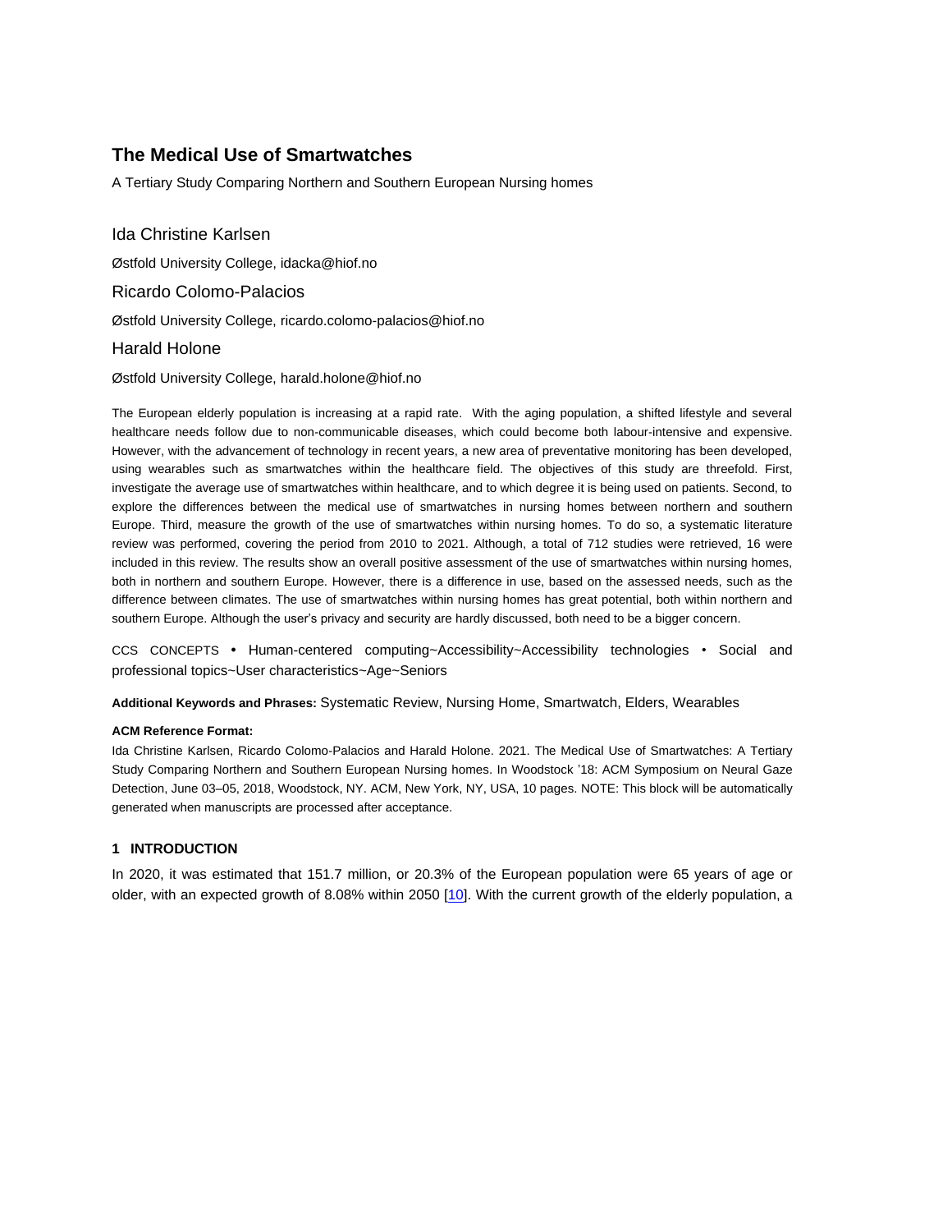# The Medical Use of Smartwatches

A Tertiary Study Comparing Northern and Southern European Nursing homes

Ida Christine Karlsen

Østfold University College, idacka@hiof.no

Ricardo Colomo-Palacios

Østfold University College, ricardo.colomo-palacios@hiof.no

Harald Holone

Østfold University College, harald.holone@hiof.no

The European elderly population is increasing at a rapid rate. With the aging population, a shifted lifestyle and several healthcare needs follow due to non-communicable diseases, which could become both labour-intensive and expensive. However, with the advancement of technology in recent years, a new area of preventative monitoring has been developed, using wearables such as smartwatches within the healthcare field. The objectives of this study are threefold. First, investigate the average use of smartwatches within healthcare, and to which degree it is being used on patients. Second, to explore the differences between the medical use of smartwatches in nursing homes between northern and southern Europe. Third, measure the growth of the use of smartwatches within nursing homes. To do so, a systematic literature review was performed, covering the period from 2010 to 2021. Although, a total of 712 studies were retrieved, 16 were included in this review. The results show an overall positive assessment of the use of smartwatches within nursing homes, both in northern and southern Europe. However, there is a difference in use, based on the assessed needs, such as the difference between climates. The use of smartwatches within nursing homes has great potential, both within northern and southern Europe. Although the user's privacy and security are hardly discussed, both need to be a bigger concern.

CCS CONCEPTS • Human-centered computing~Accessibility~Accessibility technologies • Social and professional topics~User characteristics~Age~Seniors

**Additional Keywords and Phrases:** Systematic Review, Nursing Home, Smartwatch, Elders, Wearables

**ACM Reference Format:**

Ida Christine Karlsen, Ricardo Colomo-Palacios and Harald Holone. 2021. The Medical Use of Smartwatches: A Tertiary Study Comparing Northern and Southern European Nursing homes. In Woodstock '18: ACM Symposium on Neural Gaze Detection, June 03–05, 2018, Woodstock, NY. ACM, New York, NY, USA, 10 pages. NOTE: This block will be automatically generated when manuscripts are processed after acceptance.

## 1 INTRODUCTION

In 2020, it was estimated that 151.7 million, or 20.3% of the European population were 65 years of age or older, with an expected growth of 8.08% within 2050 [10]. With the current growth of the elderly population, a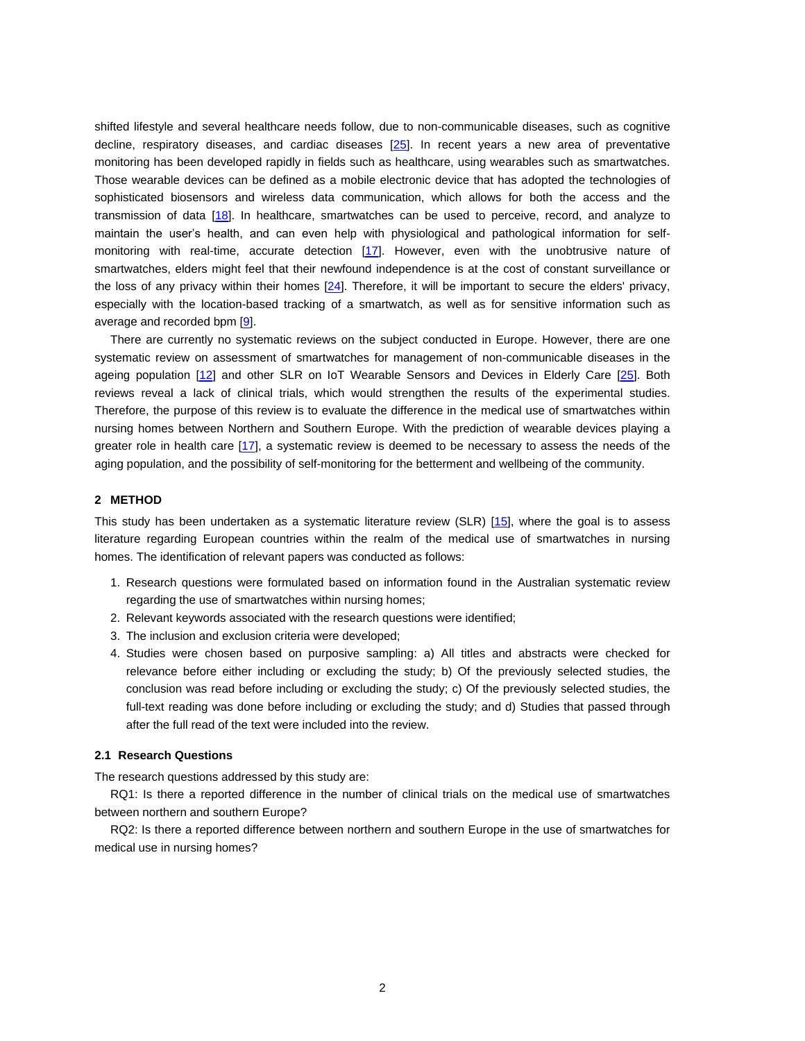shifted lifestyle and several healthcare needs follow, due to non-communicable diseases, such as cognitive decline, respiratory diseases, and cardiac diseases [25]. In recent years a new area of preventative monitoring has been developed rapidly in fields such as healthcare, using wearables such as smartwatches. Those wearable devices can be defined as a mobile electronic device that has adopted the technologies of sophisticated biosensors and wireless data communication, which allows for both the access and the transmission of data [18]. In healthcare, smartwatches can be used to perceive, record, and analyze to maintain the user's health, and can even help with physiological and pathological information for self-monitoring with real-time, accurate detection [17]. However, even with the unobtrusive nature of smartwatches, elders might feel that their newfound independence is at the cost of constant surveillance or the loss of any privacy within their homes [24]. Therefore, it will be important to secure the elders' privacy, especially with the location-based tracking of a smartwatch, as well as for sensitive information such as average and recorded bpm [9].

There are currently no systematic reviews on the subject conducted in Europe. However, there are one systematic review on assessment of smartwatches for management of non-communicable diseases in the ageing population [12] and other SLR on IoT Wearable Sensors and Devices in Elderly Care [25]. Both reviews reveal a lack of clinical trials, which would strengthen the results of the experimental studies. Therefore, the purpose of this review is to evaluate the difference in the medical use of smartwatches within nursing homes between Northern and Southern Europe. With the prediction of wearable devices playing a greater role in health care [17], a systematic review is deemed to be necessary to assess the needs of the aging population, and the possibility of self-monitoring for the betterment and wellbeing of the community.

## 2 METHOD

This study has been undertaken as a systematic literature review (SLR) [15], where the goal is to assess literature regarding European countries within the realm of the medical use of smartwatches in nursing homes. The identification of relevant papers was conducted as follows:

1. Research questions were formulated based on information found in the Australian systematic review regarding the use of smartwatches within nursing homes;
2. Relevant keywords associated with the research questions were identified;
3. The inclusion and exclusion criteria were developed;
4. Studies were chosen based on purposive sampling: a) All titles and abstracts were checked for relevance before either including or excluding the study; b) Of the previously selected studies, the conclusion was read before including or excluding the study; c) Of the previously selected studies, the full-text reading was done before including or excluding the study; and d) Studies that passed through after the full read of the text were included into the review.

### 2.1 Research Questions

The research questions addressed by this study are:

RQ1: Is there a reported difference in the number of clinical trials on the medical use of smartwatches between northern and southern Europe?

RQ2: Is there a reported difference between northern and southern Europe in the use of smartwatches for medical use in nursing homes?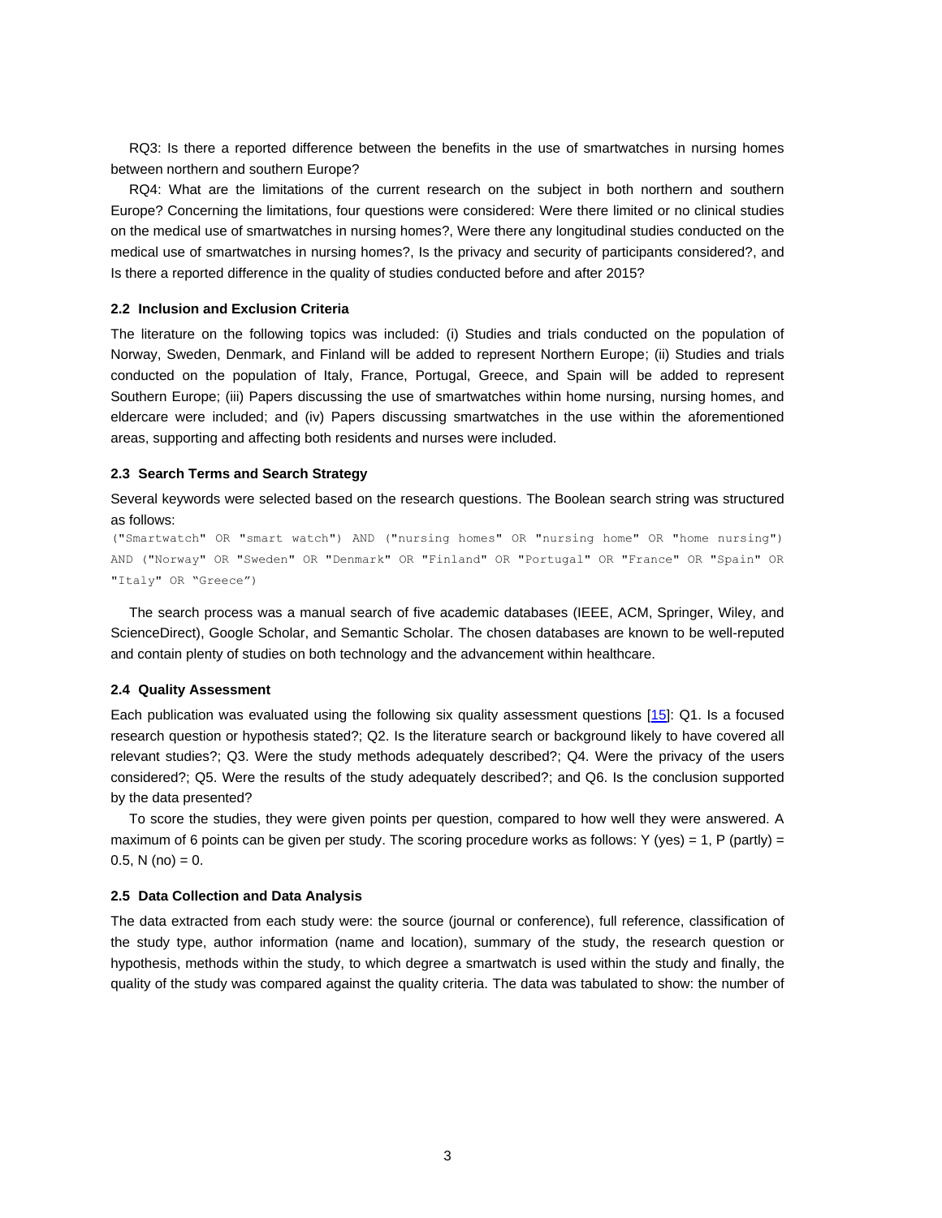RQ3: Is there a reported difference between the benefits in the use of smartwatches in nursing homes between northern and southern Europe?

RQ4: What are the limitations of the current research on the subject in both northern and southern Europe? Concerning the limitations, four questions were considered: Were there limited or no clinical studies on the medical use of smartwatches in nursing homes?, Were there any longitudinal studies conducted on the medical use of smartwatches in nursing homes?, Is the privacy and security of participants considered?, and Is there a reported difference in the quality of studies conducted before and after 2015?

### 2.2 Inclusion and Exclusion Criteria

The literature on the following topics was included: (i) Studies and trials conducted on the population of Norway, Sweden, Denmark, and Finland will be added to represent Northern Europe; (ii) Studies and trials conducted on the population of Italy, France, Portugal, Greece, and Spain will be added to represent Southern Europe; (iii) Papers discussing the use of smartwatches within home nursing, nursing homes, and eldercare were included; and (iv) Papers discussing smartwatches in the use within the aforementioned areas, supporting and affecting both residents and nurses were included.

### 2.3 Search Terms and Search Strategy

Several keywords were selected based on the research questions. The Boolean search string was structured as follows:

```
("Smartwatch" OR "smart watch") AND ("nursing homes" OR "nursing home" OR "home nursing") AND ("Norway" OR "Sweden" OR "Denmark" OR "Finland" OR "Portugal" OR "France" OR "Spain" OR "Italy" OR “Greece”)
```

The search process was a manual search of five academic databases (IEEE, ACM, Springer, Wiley, and ScienceDirect), Google Scholar, and Semantic Scholar. The chosen databases are known to be well-reputed and contain plenty of studies on both technology and the advancement within healthcare.

### 2.4 Quality Assessment

Each publication was evaluated using the following six quality assessment questions [15]: Q1. Is a focused research question or hypothesis stated?; Q2. Is the literature search or background likely to have covered all relevant studies?; Q3. Were the study methods adequately described?; Q4. Were the privacy of the users considered?; Q5. Were the results of the study adequately described?; and Q6. Is the conclusion supported by the data presented?

To score the studies, they were given points per question, compared to how well they were answered. A maximum of 6 points can be given per study. The scoring procedure works as follows: Y (yes) = 1, P (partly) = 0.5, N (no) = 0.

### 2.5 Data Collection and Data Analysis

The data extracted from each study were: the source (journal or conference), full reference, classification of the study type, author information (name and location), summary of the study, the research question or hypothesis, methods within the study, to which degree a smartwatch is used within the study and finally, the quality of the study was compared against the quality criteria. The data was tabulated to show: the number of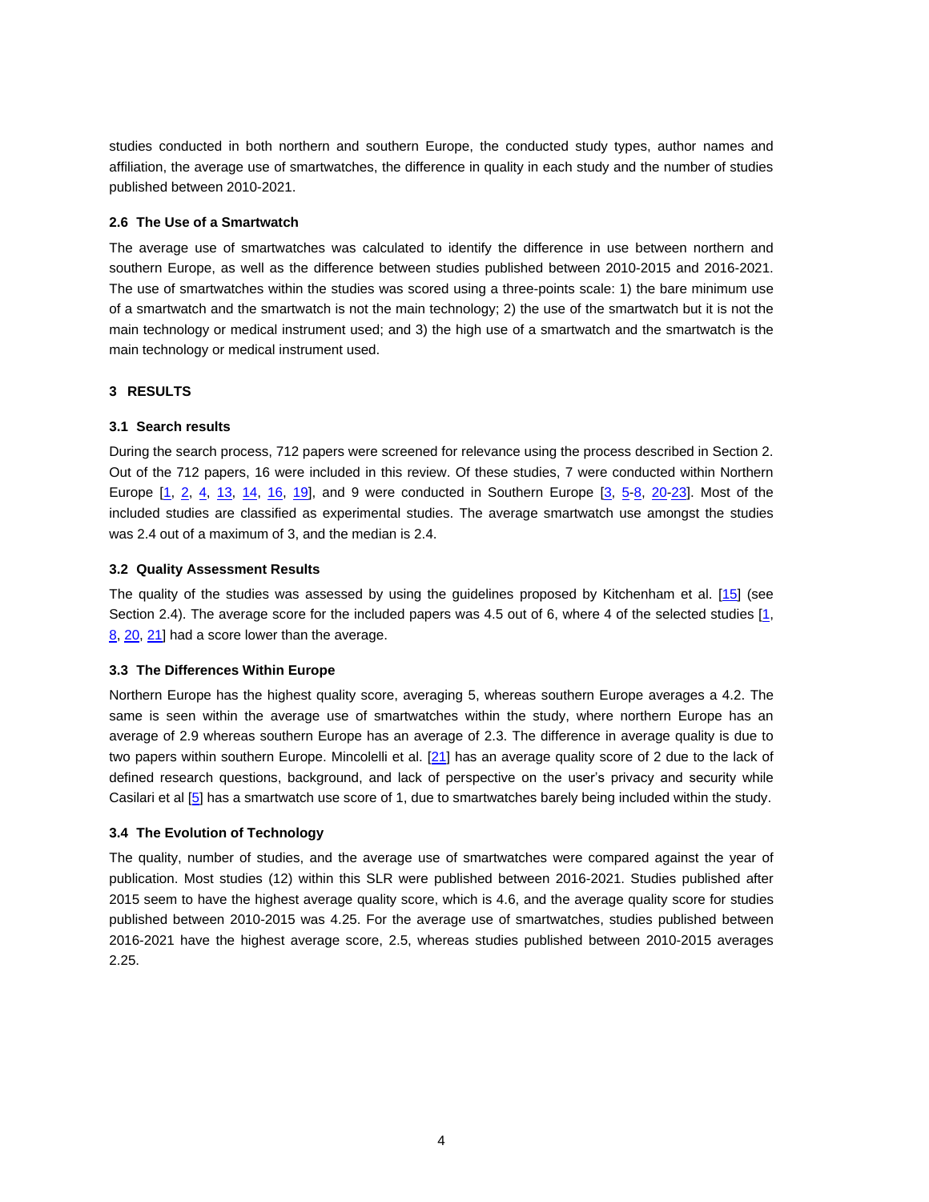studies conducted in both northern and southern Europe, the conducted study types, author names and affiliation, the average use of smartwatches, the difference in quality in each study and the number of studies published between 2010-2021.

### 2.6 The Use of a Smartwatch

The average use of smartwatches was calculated to identify the difference in use between northern and southern Europe, as well as the difference between studies published between 2010-2015 and 2016-2021. The use of smartwatches within the studies was scored using a three-points scale: 1) the bare minimum use of a smartwatch and the smartwatch is not the main technology; 2) the use of the smartwatch but it is not the main technology or medical instrument used; and 3) the high use of a smartwatch and the smartwatch is the main technology or medical instrument used.

## 3 RESULTS

### 3.1 Search results

During the search process, 712 papers were screened for relevance using the process described in Section 2. Out of the 712 papers, 16 were included in this review. Of these studies, 7 were conducted within Northern Europe [1, 2, 4, 13, 14, 16, 19], and 9 were conducted in Southern Europe [3, 5-8, 20-23]. Most of the included studies are classified as experimental studies. The average smartwatch use amongst the studies was 2.4 out of a maximum of 3, and the median is 2.4.

### 3.2 Quality Assessment Results

The quality of the studies was assessed by using the guidelines proposed by Kitchenham et al. [15] (see Section 2.4). The average score for the included papers was 4.5 out of 6, where 4 of the selected studies [1, 8, 20, 21] had a score lower than the average.

### 3.3 The Differences Within Europe

Northern Europe has the highest quality score, averaging 5, whereas southern Europe averages a 4.2. The same is seen within the average use of smartwatches within the study, where northern Europe has an average of 2.9 whereas southern Europe has an average of 2.3. The difference in average quality is due to two papers within southern Europe. Mincolelli et al. [21] has an average quality score of 2 due to the lack of defined research questions, background, and lack of perspective on the user's privacy and security while Casilari et al [5] has a smartwatch use score of 1, due to smartwatches barely being included within the study.

### 3.4 The Evolution of Technology

The quality, number of studies, and the average use of smartwatches were compared against the year of publication. Most studies (12) within this SLR were published between 2016-2021. Studies published after 2015 seem to have the highest average quality score, which is 4.6, and the average quality score for studies published between 2010-2015 was 4.25. For the average use of smartwatches, studies published between 2016-2021 have the highest average score, 2.5, whereas studies published between 2010-2015 averages 2.25.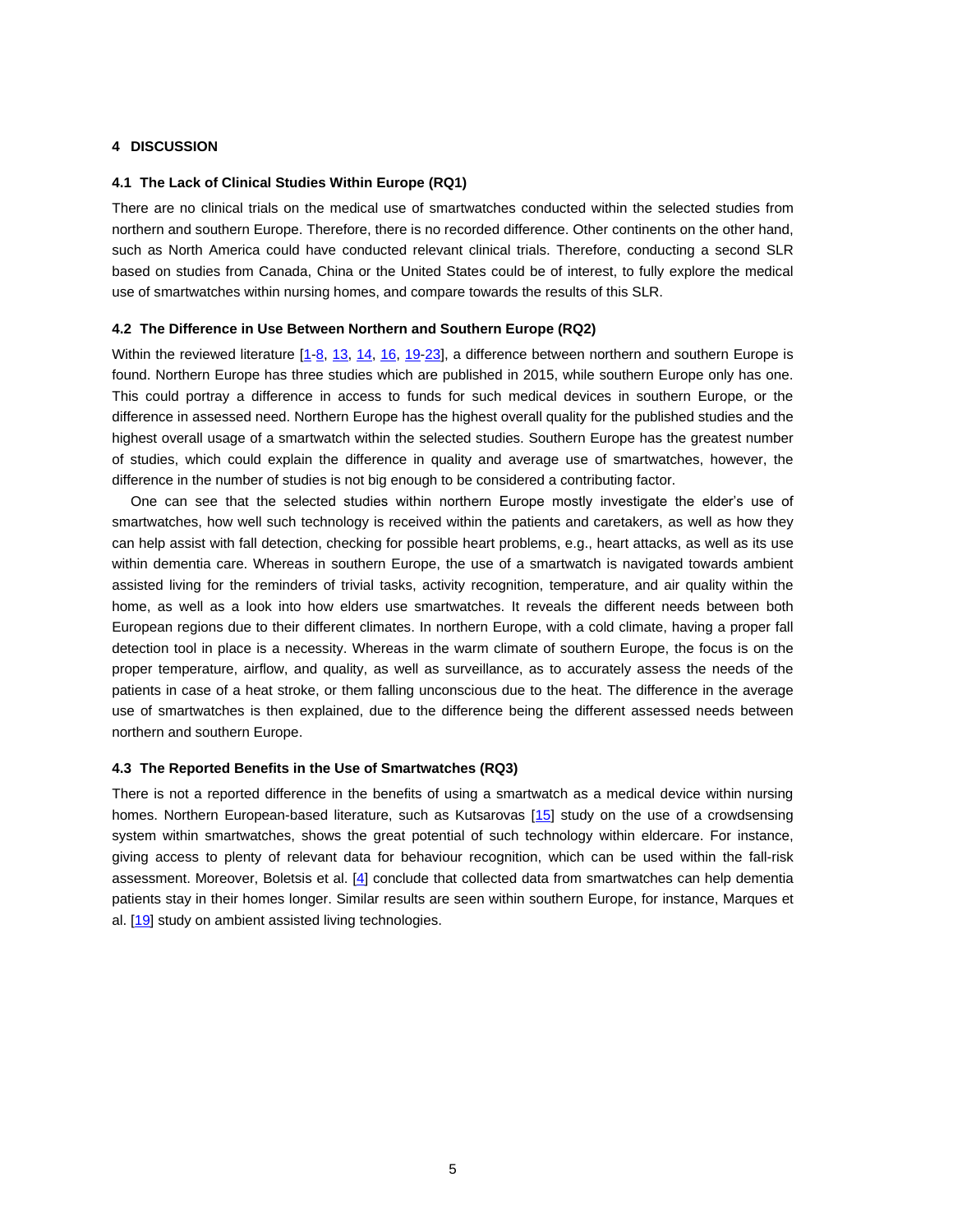## 4 DISCUSSION

### 4.1 The Lack of Clinical Studies Within Europe (RQ1)

There are no clinical trials on the medical use of smartwatches conducted within the selected studies from northern and southern Europe. Therefore, there is no recorded difference. Other continents on the other hand, such as North America could have conducted relevant clinical trials. Therefore, conducting a second SLR based on studies from Canada, China or the United States could be of interest, to fully explore the medical use of smartwatches within nursing homes, and compare towards the results of this SLR.

### 4.2 The Difference in Use Between Northern and Southern Europe (RQ2)

Within the reviewed literature [1-8, 13, 14, 16, 19-23], a difference between northern and southern Europe is found. Northern Europe has three studies which are published in 2015, while southern Europe only has one. This could portray a difference in access to funds for such medical devices in southern Europe, or the difference in assessed need. Northern Europe has the highest overall quality for the published studies and the highest overall usage of a smartwatch within the selected studies. Southern Europe has the greatest number of studies, which could explain the difference in quality and average use of smartwatches, however, the difference in the number of studies is not big enough to be considered a contributing factor.

One can see that the selected studies within northern Europe mostly investigate the elder's use of smartwatches, how well such technology is received within the patients and caretakers, as well as how they can help assist with fall detection, checking for possible heart problems, e.g., heart attacks, as well as its use within dementia care. Whereas in southern Europe, the use of a smartwatch is navigated towards ambient assisted living for the reminders of trivial tasks, activity recognition, temperature, and air quality within the home, as well as a look into how elders use smartwatches. It reveals the different needs between both European regions due to their different climates. In northern Europe, with a cold climate, having a proper fall detection tool in place is a necessity. Whereas in the warm climate of southern Europe, the focus is on the proper temperature, airflow, and quality, as well as surveillance, as to accurately assess the needs of the patients in case of a heat stroke, or them falling unconscious due to the heat. The difference in the average use of smartwatches is then explained, due to the difference being the different assessed needs between northern and southern Europe.

### 4.3 The Reported Benefits in the Use of Smartwatches (RQ3)

There is not a reported difference in the benefits of using a smartwatch as a medical device within nursing homes. Northern European-based literature, such as Kutsarovas [15] study on the use of a crowdsensing system within smartwatches, shows the great potential of such technology within eldercare. For instance, giving access to plenty of relevant data for behaviour recognition, which can be used within the fall-risk assessment. Moreover, Boletsis et al. [4] conclude that collected data from smartwatches can help dementia patients stay in their homes longer. Similar results are seen within southern Europe, for instance, Marques et al. [19] study on ambient assisted living technologies.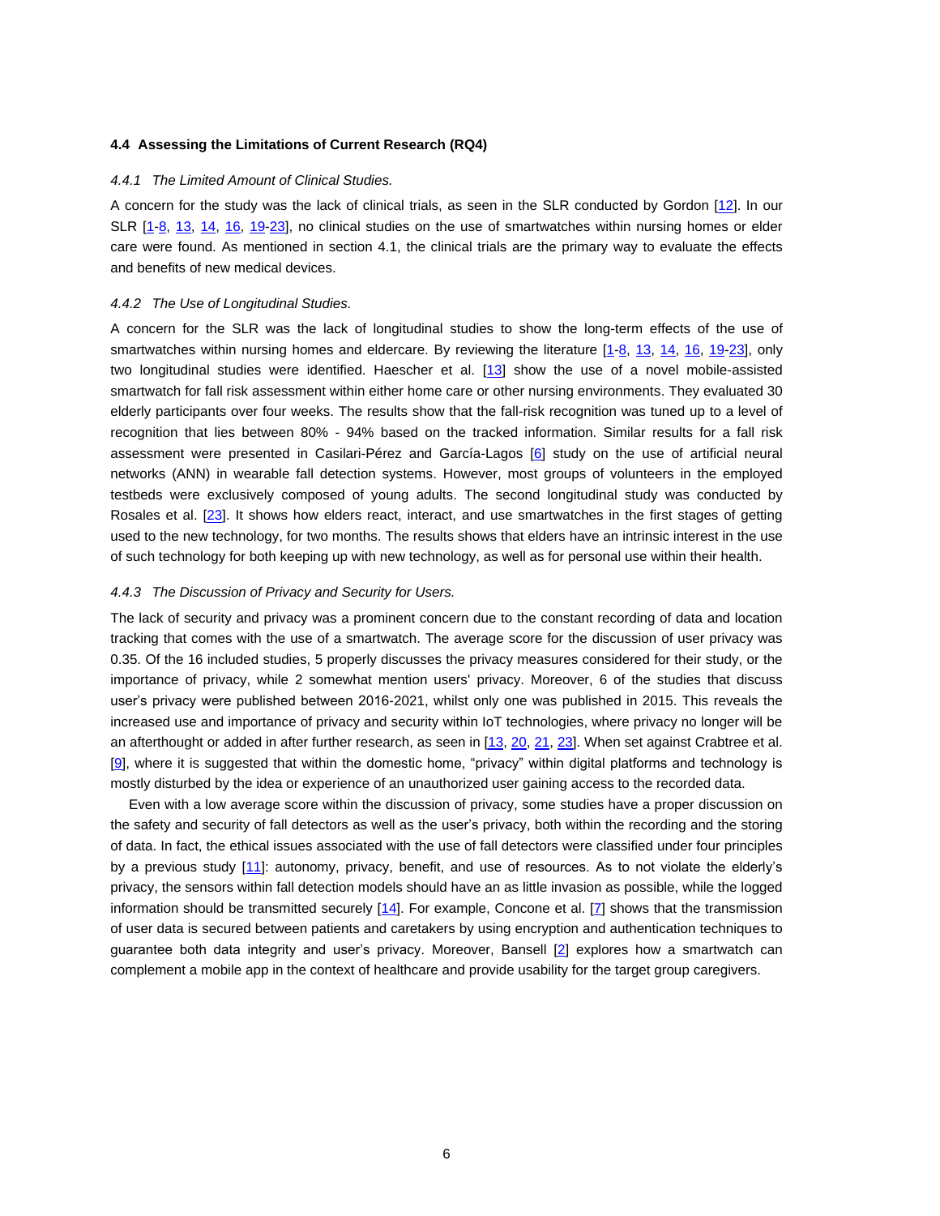### 4.4 Assessing the Limitations of Current Research (RQ4)

#### *4.4.1 The Limited Amount of Clinical Studies.*

A concern for the study was the lack of clinical trials, as seen in the SLR conducted by Gordon [12]. In our SLR [1-8, 13, 14, 16, 19-23], no clinical studies on the use of smartwatches within nursing homes or elder care were found. As mentioned in section 4.1, the clinical trials are the primary way to evaluate the effects and benefits of new medical devices.

#### *4.4.2 The Use of Longitudinal Studies.*

A concern for the SLR was the lack of longitudinal studies to show the long-term effects of the use of smartwatches within nursing homes and eldercare. By reviewing the literature [1-8, 13, 14, 16, 19-23], only two longitudinal studies were identified. Haescher et al. [13] show the use of a novel mobile-assisted smartwatch for fall risk assessment within either home care or other nursing environments. They evaluated 30 elderly participants over four weeks. The results show that the fall-risk recognition was tuned up to a level of recognition that lies between 80% - 94% based on the tracked information. Similar results for a fall risk assessment were presented in Casilari-Pérez and García-Lagos [6] study on the use of artificial neural networks (ANN) in wearable fall detection systems. However, most groups of volunteers in the employed testbeds were exclusively composed of young adults. The second longitudinal study was conducted by Rosales et al. [23]. It shows how elders react, interact, and use smartwatches in the first stages of getting used to the new technology, for two months. The results shows that elders have an intrinsic interest in the use of such technology for both keeping up with new technology, as well as for personal use within their health.

#### *4.4.3 The Discussion of Privacy and Security for Users.*

The lack of security and privacy was a prominent concern due to the constant recording of data and location tracking that comes with the use of a smartwatch. The average score for the discussion of user privacy was 0.35. Of the 16 included studies, 5 properly discusses the privacy measures considered for their study, or the importance of privacy, while 2 somewhat mention users' privacy. Moreover, 6 of the studies that discuss user's privacy were published between 2016-2021, whilst only one was published in 2015. This reveals the increased use and importance of privacy and security within IoT technologies, where privacy no longer will be an afterthought or added in after further research, as seen in [13, 20, 21, 23]. When set against Crabtree et al. [9], where it is suggested that within the domestic home, "privacy" within digital platforms and technology is mostly disturbed by the idea or experience of an unauthorized user gaining access to the recorded data.

Even with a low average score within the discussion of privacy, some studies have a proper discussion on the safety and security of fall detectors as well as the user's privacy, both within the recording and the storing of data. In fact, the ethical issues associated with the use of fall detectors were classified under four principles by a previous study [11]: autonomy, privacy, benefit, and use of resources. As to not violate the elderly's privacy, the sensors within fall detection models should have an as little invasion as possible, while the logged information should be transmitted securely [14]. For example, Concone et al. [7] shows that the transmission of user data is secured between patients and caretakers by using encryption and authentication techniques to guarantee both data integrity and user's privacy. Moreover, Bansell [2] explores how a smartwatch can complement a mobile app in the context of healthcare and provide usability for the target group caregivers.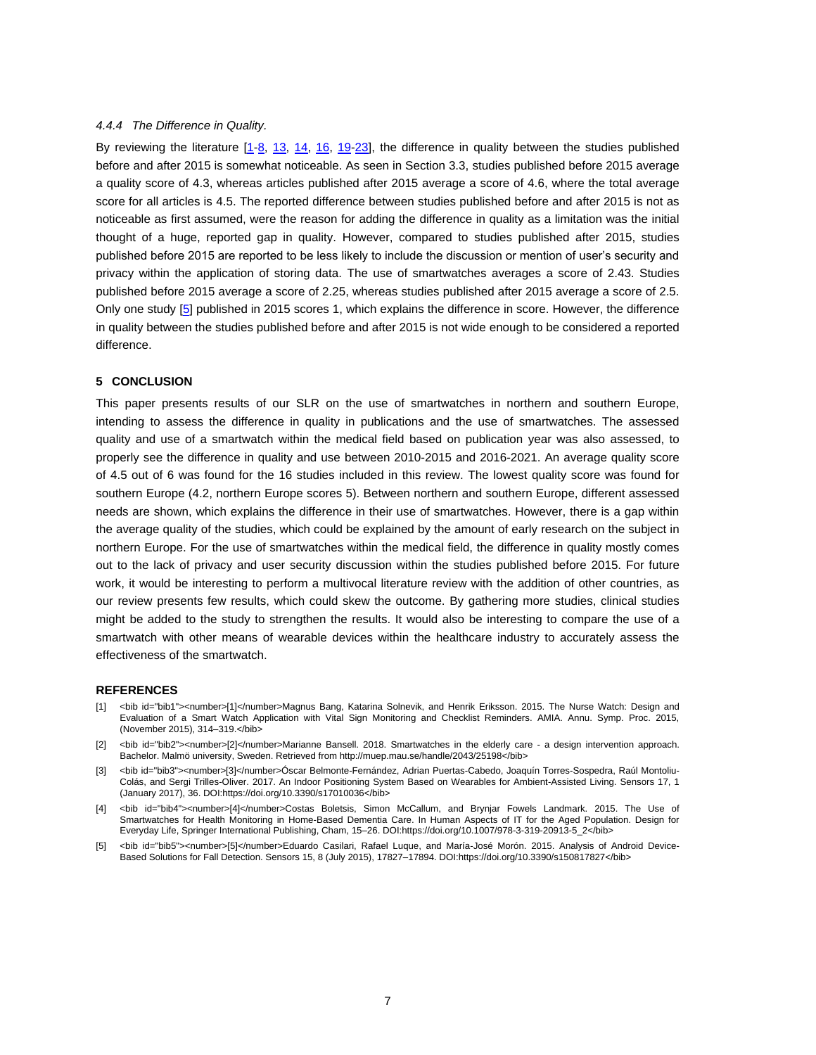#### 4.4.4 The Difference in Quality.

By reviewing the literature [1-8, 13, 14, 16, 19-23], the difference in quality between the studies published before and after 2015 is somewhat noticeable. As seen in Section 3.3, studies published before 2015 average a quality score of 4.3, whereas articles published after 2015 average a score of 4.6, where the total average score for all articles is 4.5. The reported difference between studies published before and after 2015 is not as noticeable as first assumed, were the reason for adding the difference in quality as a limitation was the initial thought of a huge, reported gap in quality. However, compared to studies published after 2015, studies published before 2015 are reported to be less likely to include the discussion or mention of user's security and privacy within the application of storing data. The use of smartwatches averages a score of 2.43. Studies published before 2015 average a score of 2.25, whereas studies published after 2015 average a score of 2.5. Only one study [5] published in 2015 scores 1, which explains the difference in score. However, the difference in quality between the studies published before and after 2015 is not wide enough to be considered a reported difference.

## 5 CONCLUSION

This paper presents results of our SLR on the use of smartwatches in northern and southern Europe, intending to assess the difference in quality in publications and the use of smartwatches. The assessed quality and use of a smartwatch within the medical field based on publication year was also assessed, to properly see the difference in quality and use between 2010-2015 and 2016-2021. An average quality score of 4.5 out of 6 was found for the 16 studies included in this review. The lowest quality score was found for southern Europe (4.2, northern Europe scores 5). Between northern and southern Europe, different assessed needs are shown, which explains the difference in their use of smartwatches. However, there is a gap within the average quality of the studies, which could be explained by the amount of early research on the subject in northern Europe. For the use of smartwatches within the medical field, the difference in quality mostly comes out to the lack of privacy and user security discussion within the studies published before 2015. For future work, it would be interesting to perform a multivocal literature review with the addition of other countries, as our review presents few results, which could skew the outcome. By gathering more studies, clinical studies might be added to the study to strengthen the results. It would also be interesting to compare the use of a smartwatch with other means of wearable devices within the healthcare industry to accurately assess the effectiveness of the smartwatch.

## REFERENCES

[1] <bib id="bib1"><number>[1]</number>Magnus Bang, Katarina Solnevik, and Henrik Eriksson. 2015. The Nurse Watch: Design and Evaluation of a Smart Watch Application with Vital Sign Monitoring and Checklist Reminders. AMIA. Annu. Symp. Proc. 2015, (November 2015), 314–319.</bib>

[2] <bib id="bib2"><number>[2]</number>Marianne Bansell. 2018. Smartwatches in the elderly care - a design intervention approach. Bachelor. Malmö university, Sweden. Retrieved from http://muep.mau.se/handle/2043/25198</bib>

[3] <bib id="bib3"><number>[3]</number>Óscar Belmonte-Fernández, Adrian Puertas-Cabedo, Joaquín Torres-Sospedra, Raúl Montoliu-Colás, and Sergi Trilles-Oliver. 2017. An Indoor Positioning System Based on Wearables for Ambient-Assisted Living. Sensors 17, 1 (January 2017), 36. DOI:https://doi.org/10.3390/s17010036</bib>

[4] <bib id="bib4"><number>[4]</number>Costas Boletsis, Simon McCallum, and Brynjar Fowels Landmark. 2015. The Use of Smartwatches for Health Monitoring in Home-Based Dementia Care. In Human Aspects of IT for the Aged Population. Design for Everyday Life, Springer International Publishing, Cham, 15–26. DOI:https://doi.org/10.1007/978-3-319-20913-5_2</bib>

[5] <bib id="bib5"><number>[5]</number>Eduardo Casilari, Rafael Luque, and María-José Morón. 2015. Analysis of Android Device-Based Solutions for Fall Detection. Sensors 15, 8 (July 2015), 17827–17894. DOI:https://doi.org/10.3390/s150817827</bib>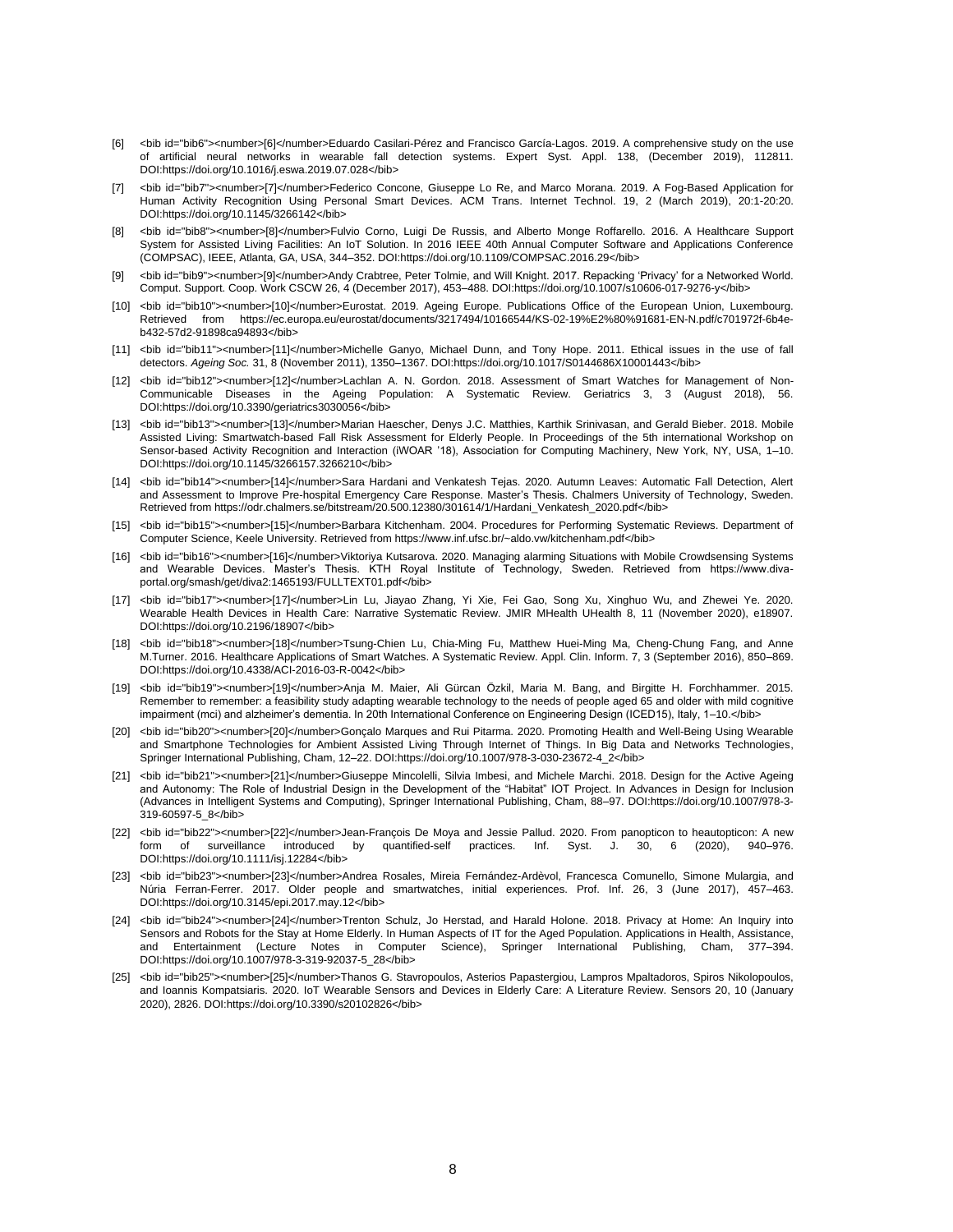[6] <bib id="bib6"><number>[6]</number>Eduardo Casilari-Pérez and Francisco García-Lagos. 2019. A comprehensive study on the use of artificial neural networks in wearable fall detection systems. Expert Syst. Appl. 138, (December 2019), 112811. DOI:https://doi.org/10.1016/j.eswa.2019.07.028</bib>

[7] <bib id="bib7"><number>[7]</number>Federico Concone, Giuseppe Lo Re, and Marco Morana. 2019. A Fog-Based Application for Human Activity Recognition Using Personal Smart Devices. ACM Trans. Internet Technol. 19, 2 (March 2019), 20:1-20:20. DOI:https://doi.org/10.1145/3266142</bib>

[8] <bib id="bib8"><number>[8]</number>Fulvio Corno, Luigi De Russis, and Alberto Monge Roffarello. 2016. A Healthcare Support System for Assisted Living Facilities: An IoT Solution. In 2016 IEEE 40th Annual Computer Software and Applications Conference (COMPSAC), IEEE, Atlanta, GA, USA, 344–352. DOI:https://doi.org/10.1109/COMPSAC.2016.29</bib>

[9] <bib id="bib9"><number>[9]</number>Andy Crabtree, Peter Tolmie, and Will Knight. 2017. Repacking 'Privacy' for a Networked World. Comput. Support. Coop. Work CSCW 26, 4 (December 2017), 453–488. DOI:https://doi.org/10.1007/s10606-017-9276-y</bib>

[10] <bib id="bib10"><number>[10]</number>Eurostat. 2019. Ageing Europe. Publications Office of the European Union, Luxembourg. Retrieved from https://ec.europa.eu/eurostat/documents/3217494/10166544/KS-02-19%E2%80%91681-EN-N.pdf/c701972f-6b4e-b432-57d2-91898ca94893</bib>

[11] <bib id="bib11"><number>[11]</number>Michelle Ganyo, Michael Dunn, and Tony Hope. 2011. Ethical issues in the use of fall detectors. *Ageing Soc.* 31, 8 (November 2011), 1350–1367. DOI:https://doi.org/10.1017/S0144686X10001443</bib>

[12] <bib id="bib12"><number>[12]</number>Lachlan A. N. Gordon. 2018. Assessment of Smart Watches for Management of Non-Communicable Diseases in the Ageing Population: A Systematic Review. Geriatrics 3, 3 (August 2018), 56. DOI:https://doi.org/10.3390/geriatrics3030056</bib>

[13] <bib id="bib13"><number>[13]</number>Marian Haescher, Denys J.C. Matthies, Karthik Srinivasan, and Gerald Bieber. 2018. Mobile Assisted Living: Smartwatch-based Fall Risk Assessment for Elderly People. In Proceedings of the 5th international Workshop on Sensor-based Activity Recognition and Interaction (iWOAR '18), Association for Computing Machinery, New York, NY, USA, 1–10. DOI:https://doi.org/10.1145/3266157.3266210</bib>

[14] <bib id="bib14"><number>[14]</number>Sara Hardani and Venkatesh Tejas. 2020. Autumn Leaves: Automatic Fall Detection, Alert and Assessment to Improve Pre-hospital Emergency Care Response. Master's Thesis. Chalmers University of Technology, Sweden. Retrieved from https://odr.chalmers.se/bitstream/20.500.12380/301614/1/Hardani_Venkatesh_2020.pdf</bib>

[15] <bib id="bib15"><number>[15]</number>Barbara Kitchenham. 2004. Procedures for Performing Systematic Reviews. Department of Computer Science, Keele University. Retrieved from https://www.inf.ufsc.br/~aldo.vw/kitchenham.pdf</bib>

[16] <bib id="bib16"><number>[16]</number>Viktoriya Kutsarova. 2020. Managing alarming Situations with Mobile Crowdsensing Systems and Wearable Devices. Master's Thesis. KTH Royal Institute of Technology, Sweden. Retrieved from https://www.diva-portal.org/smash/get/diva2:1465193/FULLTEXT01.pdf</bib>

[17] <bib id="bib17"><number>[17]</number>Lin Lu, Jiayao Zhang, Yi Xie, Fei Gao, Song Xu, Xinghuo Wu, and Zhewei Ye. 2020. Wearable Health Devices in Health Care: Narrative Systematic Review. JMIR MHealth UHealth 8, 11 (November 2020), e18907. DOI:https://doi.org/10.2196/18907</bib>

[18] <bib id="bib18"><number>[18]</number>Tsung-Chien Lu, Chia-Ming Fu, Matthew Huei-Ming Ma, Cheng-Chung Fang, and Anne M.Turner. 2016. Healthcare Applications of Smart Watches. A Systematic Review. Appl. Clin. Inform. 7, 3 (September 2016), 850–869. DOI:https://doi.org/10.4338/ACI-2016-03-R-0042</bib>

[19] <bib id="bib19"><number>[19]</number>Anja M. Maier, Ali Gürcan Özkil, Maria M. Bang, and Birgitte H. Forchhammer. 2015. Remember to remember: a feasibility study adapting wearable technology to the needs of people aged 65 and older with mild cognitive impairment (mci) and alzheimer's dementia. In 20th International Conference on Engineering Design (ICED15), Italy, 1–10.</bib>

[20] <bib id="bib20"><number>[20]</number>Gonçalo Marques and Rui Pitarma. 2020. Promoting Health and Well-Being Using Wearable and Smartphone Technologies for Ambient Assisted Living Through Internet of Things. In Big Data and Networks Technologies, Springer International Publishing, Cham, 12–22. DOI:https://doi.org/10.1007/978-3-030-23672-4_2</bib>

[21] <bib id="bib21"><number>[21]</number>Giuseppe Mincolelli, Silvia Imbesi, and Michele Marchi. 2018. Design for the Active Ageing and Autonomy: The Role of Industrial Design in the Development of the "Habitat" IOT Project. In Advances in Design for Inclusion (Advances in Intelligent Systems and Computing), Springer International Publishing, Cham, 88–97. DOI:https://doi.org/10.1007/978-3-319-60597-5_8</bib>

[22] <bib id="bib22"><number>[22]</number>Jean-François De Moya and Jessie Pallud. 2020. From panopticon to heautopticon: A new form of surveillance introduced by quantified-self practices. Inf. Syst. J. 30, 6 (2020), 940–976. DOI:https://doi.org/10.1111/isj.12284</bib>

[23] <bib id="bib23"><number>[23]</number>Andrea Rosales, Mireia Fernández-Ardèvol, Francesca Comunello, Simone Mulargia, and Núria Ferran-Ferrer. 2017. Older people and smartwatches, initial experiences. Prof. Inf. 26, 3 (June 2017), 457–463. DOI:https://doi.org/10.3145/epi.2017.may.12</bib>

[24] <bib id="bib24"><number>[24]</number>Trenton Schulz, Jo Herstad, and Harald Holone. 2018. Privacy at Home: An Inquiry into Sensors and Robots for the Stay at Home Elderly. In Human Aspects of IT for the Aged Population. Applications in Health, Assistance, and Entertainment (Lecture Notes in Computer Science), Springer International Publishing, Cham, 377–394. DOI:https://doi.org/10.1007/978-3-319-92037-5_28</bib>

[25] <bib id="bib25"><number>[25]</number>Thanos G. Stavropoulos, Asterios Papastergiou, Lampros Mpaltadoros, Spiros Nikolopoulos, and Ioannis Kompatsiaris. 2020. IoT Wearable Sensors and Devices in Elderly Care: A Literature Review. Sensors 20, 10 (January 2020), 2826. DOI:https://doi.org/10.3390/s20102826</bib>